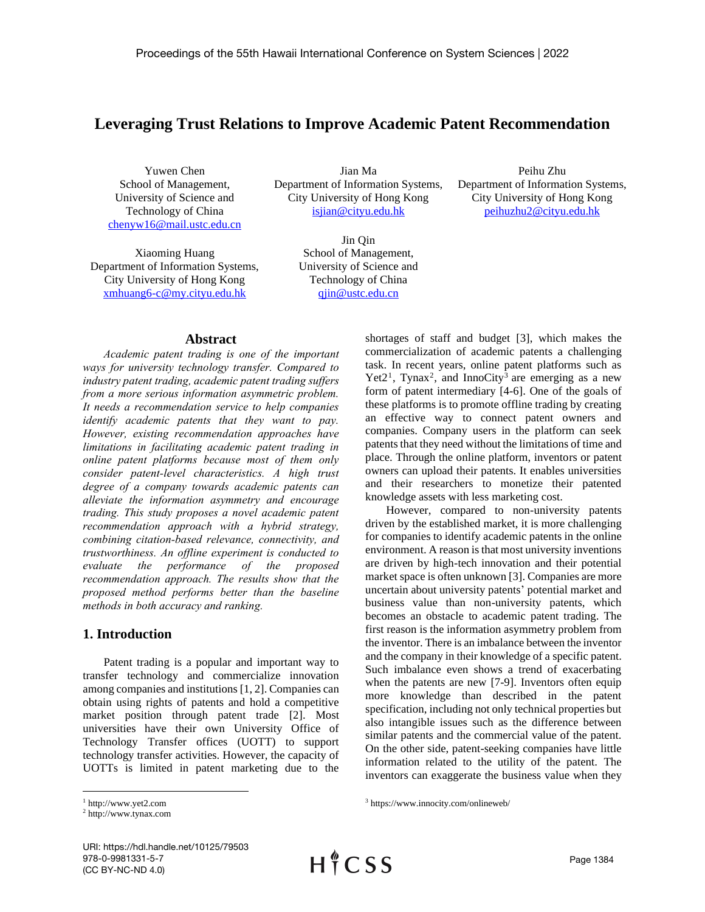# Leveraging Trust Relations to Improve Academic Patent Recommendation

Yuwen Chen
School of Management,
University of Science and Technology of China
chenyw16@mail.ustc.edu.cn

Jian Ma
Department of Information Systems,
City University of Hong Kong
isjian@cityu.edu.hk

Peihu Zhu
Department of Information Systems,
City University of Hong Kong
peihuzhu2@cityu.edu.hk

Xiaoming Huang
Department of Information Systems,
City University of Hong Kong
xmhuang6-c@my.cityu.edu.hk

Jin Qin
School of Management,
University of Science and Technology of China
qjin@ustc.edu.cn

## Abstract

*Academic patent trading is one of the important ways for university technology transfer. Compared to industry patent trading, academic patent trading suffers from a more serious information asymmetric problem. It needs a recommendation service to help companies identify academic patents that they want to pay. However, existing recommendation approaches have limitations in facilitating academic patent trading in online patent platforms because most of them only consider patent-level characteristics. A high trust degree of a company towards academic patents can alleviate the information asymmetry and encourage trading. This study proposes a novel academic patent recommendation approach with a hybrid strategy, combining citation-based relevance, connectivity, and trustworthiness. An offline experiment is conducted to evaluate the performance of the proposed recommendation approach. The results show that the proposed method performs better than the baseline methods in both accuracy and ranking.*

## 1. Introduction

Patent trading is a popular and important way to transfer technology and commercialize innovation among companies and institutions [1, 2]. Companies can obtain using rights of patents and hold a competitive market position through patent trade [2]. Most universities have their own University Office of Technology Transfer offices (UOTT) to support technology transfer activities. However, the capacity of UOTTs is limited in patent marketing due to the shortages of staff and budget [3], which makes the commercialization of academic patents a challenging task. In recent years, online patent platforms such as Yet2[1], Tynax[2], and InnoCity[3] are emerging as a new form of patent intermediary [4-6]. One of the goals of these platforms is to promote offline trading by creating an effective way to connect patent owners and companies. Company users in the platform can seek patents that they need without the limitations of time and place. Through the online platform, inventors or patent owners can upload their patents. It enables universities and their researchers to monetize their patented knowledge assets with less marketing cost.

However, compared to non-university patents driven by the established market, it is more challenging for companies to identify academic patents in the online environment. A reason is that most university inventions are driven by high-tech innovation and their potential market space is often unknown [3]. Companies are more uncertain about university patents' potential market and business value than non-university patents, which becomes an obstacle to academic patent trading. The first reason is the information asymmetry problem from the inventor. There is an imbalance between the inventor and the company in their knowledge of a specific patent. Such imbalance even shows a trend of exacerbating when the patents are new [7-9]. Inventors often equip more knowledge than described in the patent specification, including not only technical properties but also intangible issues such as the difference between similar patents and the commercial value of the patent. On the other side, patent-seeking companies have little information related to the utility of the patent. The inventors can exaggerate the business value when they

[1] http://www.yet2.com
[2] http://www.tynax.com
[3] https://www.innocity.com/onlineweb/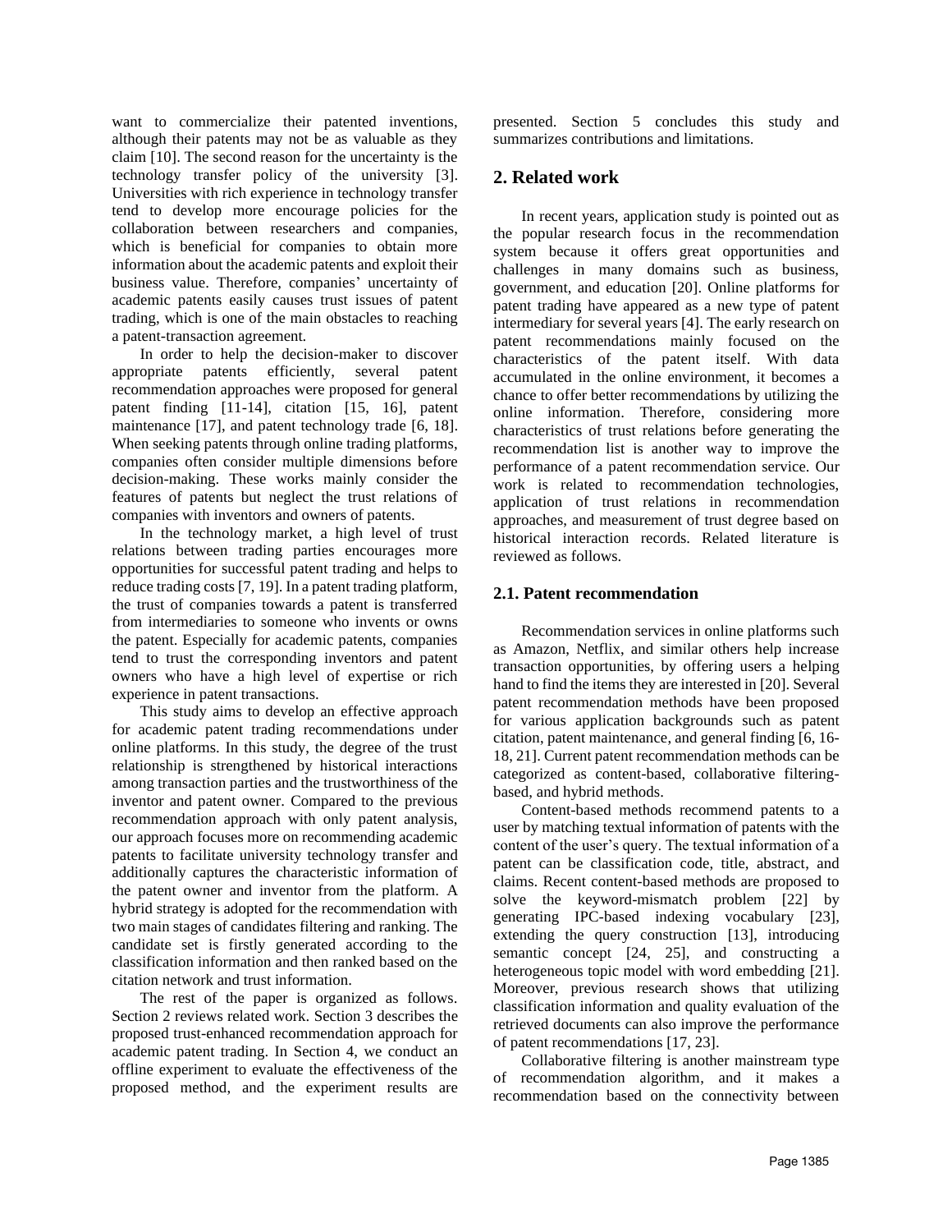want to commercialize their patented inventions, although their patents may not be as valuable as they claim [10]. The second reason for the uncertainty is the technology transfer policy of the university [3]. Universities with rich experience in technology transfer tend to develop more encourage policies for the collaboration between researchers and companies, which is beneficial for companies to obtain more information about the academic patents and exploit their business value. Therefore, companies' uncertainty of academic patents easily causes trust issues of patent trading, which is one of the main obstacles to reaching a patent-transaction agreement.

In order to help the decision-maker to discover appropriate patents efficiently, several patent recommendation approaches were proposed for general patent finding [11-14], citation [15, 16], patent maintenance [17], and patent technology trade [6, 18]. When seeking patents through online trading platforms, companies often consider multiple dimensions before decision-making. These works mainly consider the features of patents but neglect the trust relations of companies with inventors and owners of patents.

In the technology market, a high level of trust relations between trading parties encourages more opportunities for successful patent trading and helps to reduce trading costs [7, 19]. In a patent trading platform, the trust of companies towards a patent is transferred from intermediaries to someone who invents or owns the patent. Especially for academic patents, companies tend to trust the corresponding inventors and patent owners who have a high level of expertise or rich experience in patent transactions.

This study aims to develop an effective approach for academic patent trading recommendations under online platforms. In this study, the degree of the trust relationship is strengthened by historical interactions among transaction parties and the trustworthiness of the inventor and patent owner. Compared to the previous recommendation approach with only patent analysis, our approach focuses more on recommending academic patents to facilitate university technology transfer and additionally captures the characteristic information of the patent owner and inventor from the platform. A hybrid strategy is adopted for the recommendation with two main stages of candidates filtering and ranking. The candidate set is firstly generated according to the classification information and then ranked based on the citation network and trust information.

The rest of the paper is organized as follows. Section 2 reviews related work. Section 3 describes the proposed trust-enhanced recommendation approach for academic patent trading. In Section 4, we conduct an offline experiment to evaluate the effectiveness of the proposed method, and the experiment results are presented. Section 5 concludes this study and summarizes contributions and limitations.

## 2. Related work

In recent years, application study is pointed out as the popular research focus in the recommendation system because it offers great opportunities and challenges in many domains such as business, government, and education [20]. Online platforms for patent trading have appeared as a new type of patent intermediary for several years [4]. The early research on patent recommendations mainly focused on the characteristics of the patent itself. With data accumulated in the online environment, it becomes a chance to offer better recommendations by utilizing the online information. Therefore, considering more characteristics of trust relations before generating the recommendation list is another way to improve the performance of a patent recommendation service. Our work is related to recommendation technologies, application of trust relations in recommendation approaches, and measurement of trust degree based on historical interaction records. Related literature is reviewed as follows.

### 2.1. Patent recommendation

Recommendation services in online platforms such as Amazon, Netflix, and similar others help increase transaction opportunities, by offering users a helping hand to find the items they are interested in [20]. Several patent recommendation methods have been proposed for various application backgrounds such as patent citation, patent maintenance, and general finding [6, 16-18, 21]. Current patent recommendation methods can be categorized as content-based, collaborative filtering-based, and hybrid methods.

Content-based methods recommend patents to a user by matching textual information of patents with the content of the user's query. The textual information of a patent can be classification code, title, abstract, and claims. Recent content-based methods are proposed to solve the keyword-mismatch problem [22] by generating IPC-based indexing vocabulary [23], extending the query construction [13], introducing semantic concept [24, 25], and constructing a heterogeneous topic model with word embedding [21]. Moreover, previous research shows that utilizing classification information and quality evaluation of the retrieved documents can also improve the performance of patent recommendations [17, 23].

Collaborative filtering is another mainstream type of recommendation algorithm, and it makes a recommendation based on the connectivity between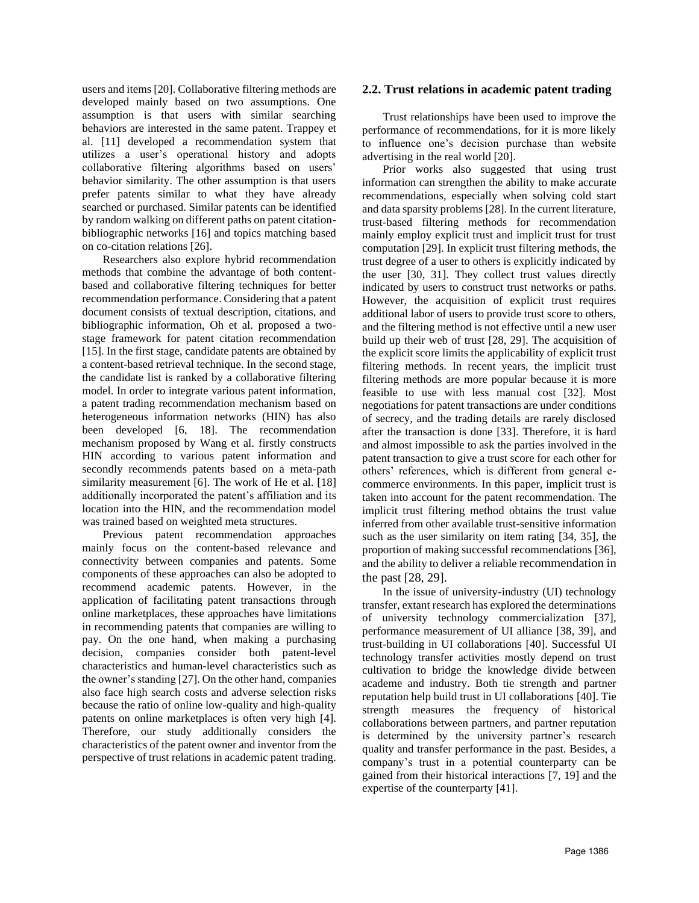users and items [20]. Collaborative filtering methods are developed mainly based on two assumptions. One assumption is that users with similar searching behaviors are interested in the same patent. Trappey et al. [11] developed a recommendation system that utilizes a user's operational history and adopts collaborative filtering algorithms based on users' behavior similarity. The other assumption is that users prefer patents similar to what they have already searched or purchased. Similar patents can be identified by random walking on different paths on patent citation-bibliographic networks [16] and topics matching based on co-citation relations [26].

Researchers also explore hybrid recommendation methods that combine the advantage of both content-based and collaborative filtering techniques for better recommendation performance. Considering that a patent document consists of textual description, citations, and bibliographic information, Oh et al. proposed a two-stage framework for patent citation recommendation [15]. In the first stage, candidate patents are obtained by a content-based retrieval technique. In the second stage, the candidate list is ranked by a collaborative filtering model. In order to integrate various patent information, a patent trading recommendation mechanism based on heterogeneous information networks (HIN) has also been developed [6, 18]. The recommendation mechanism proposed by Wang et al. firstly constructs HIN according to various patent information and secondly recommends patents based on a meta-path similarity measurement [6]. The work of He et al. [18] additionally incorporated the patent's affiliation and its location into the HIN, and the recommendation model was trained based on weighted meta structures.

Previous patent recommendation approaches mainly focus on the content-based relevance and connectivity between companies and patents. Some components of these approaches can also be adopted to recommend academic patents. However, in the application of facilitating patent transactions through online marketplaces, these approaches have limitations in recommending patents that companies are willing to pay. On the one hand, when making a purchasing decision, companies consider both patent-level characteristics and human-level characteristics such as the owner's standing [27]. On the other hand, companies also face high search costs and adverse selection risks because the ratio of online low-quality and high-quality patents on online marketplaces is often very high [4]. Therefore, our study additionally considers the characteristics of the patent owner and inventor from the perspective of trust relations in academic patent trading.

## 2.2. Trust relations in academic patent trading

Trust relationships have been used to improve the performance of recommendations, for it is more likely to influence one's decision purchase than website advertising in the real world [20].

Prior works also suggested that using trust information can strengthen the ability to make accurate recommendations, especially when solving cold start and data sparsity problems [28]. In the current literature, trust-based filtering methods for recommendation mainly employ explicit trust and implicit trust for trust computation [29]. In explicit trust filtering methods, the trust degree of a user to others is explicitly indicated by the user [30, 31]. They collect trust values directly indicated by users to construct trust networks or paths. However, the acquisition of explicit trust requires additional labor of users to provide trust score to others, and the filtering method is not effective until a new user build up their web of trust [28, 29]. The acquisition of the explicit score limits the applicability of explicit trust filtering methods. In recent years, the implicit trust filtering methods are more popular because it is more feasible to use with less manual cost [32]. Most negotiations for patent transactions are under conditions of secrecy, and the trading details are rarely disclosed after the transaction is done [33]. Therefore, it is hard and almost impossible to ask the parties involved in the patent transaction to give a trust score for each other for others' references, which is different from general e-commerce environments. In this paper, implicit trust is taken into account for the patent recommendation. The implicit trust filtering method obtains the trust value inferred from other available trust-sensitive information such as the user similarity on item rating [34, 35], the proportion of making successful recommendations [36], and the ability to deliver a reliable recommendation in the past [28, 29].

In the issue of university-industry (UI) technology transfer, extant research has explored the determinations of university technology commercialization [37], performance measurement of UI alliance [38, 39], and trust-building in UI collaborations [40]. Successful UI technology transfer activities mostly depend on trust cultivation to bridge the knowledge divide between academe and industry. Both tie strength and partner reputation help build trust in UI collaborations [40]. Tie strength measures the frequency of historical collaborations between partners, and partner reputation is determined by the university partner's research quality and transfer performance in the past. Besides, a company's trust in a potential counterparty can be gained from their historical interactions [7, 19] and the expertise of the counterparty [41].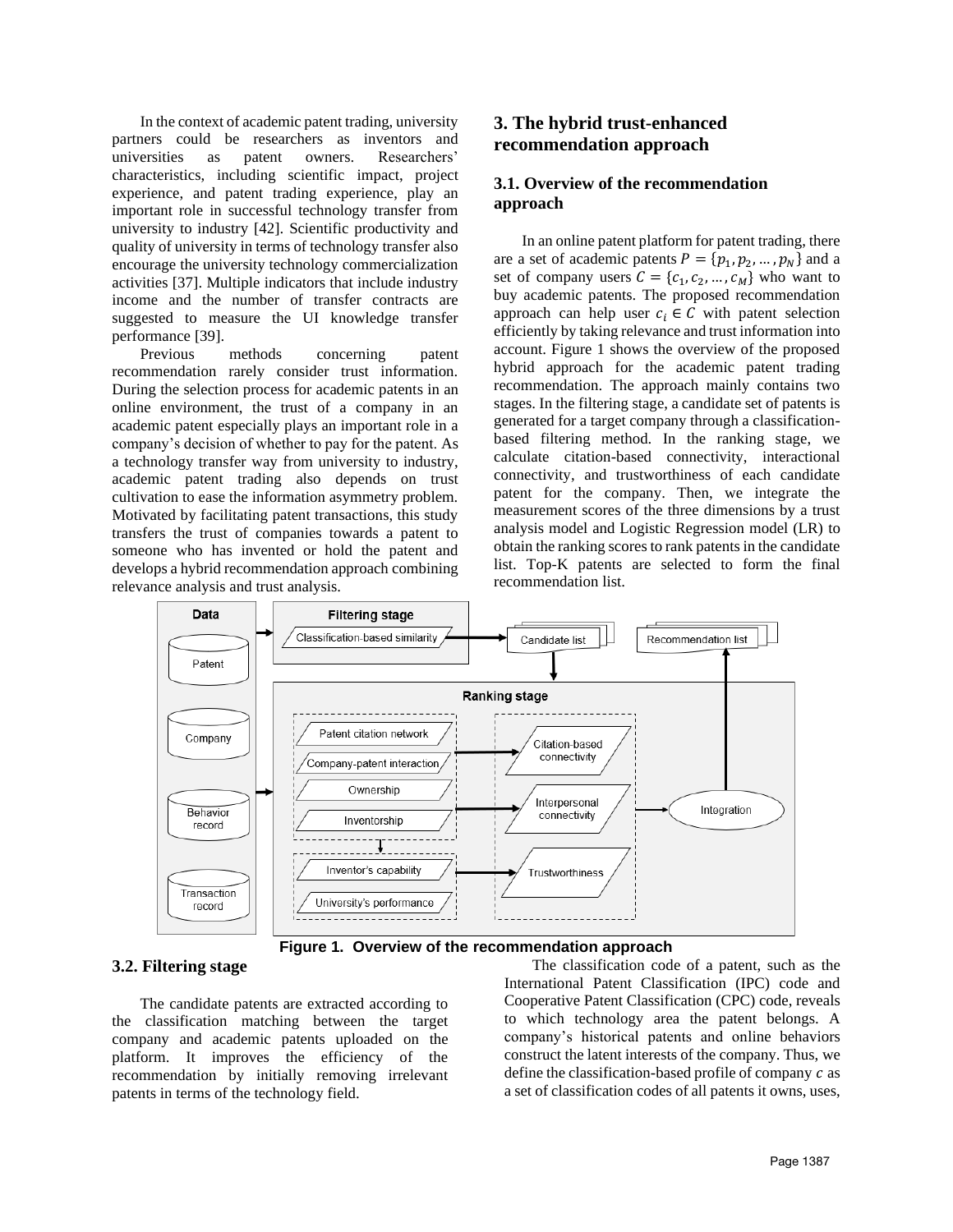In the context of academic patent trading, university partners could be researchers as inventors and universities as patent owners. Researchers' characteristics, including scientific impact, project experience, and patent trading experience, play an important role in successful technology transfer from university to industry [42]. Scientific productivity and quality of university in terms of technology transfer also encourage the university technology commercialization activities [37]. Multiple indicators that include industry income and the number of transfer contracts are suggested to measure the UI knowledge transfer performance [39].

Previous methods concerning patent recommendation rarely consider trust information. During the selection process for academic patents in an online environment, the trust of a company in an academic patent especially plays an important role in a company's decision of whether to pay for the patent. As a technology transfer way from university to industry, academic patent trading also depends on trust cultivation to ease the information asymmetry problem. Motivated by facilitating patent transactions, this study transfers the trust of companies towards a patent to someone who has invented or hold the patent and develops a hybrid recommendation approach combining relevance analysis and trust analysis.

## 3. The hybrid trust-enhanced recommendation approach

### 3.1. Overview of the recommendation approach

In an online patent platform for patent trading, there are a set of academic patents $P = \{p_1, p_2, \dots, p_N\}$ and a set of company users $C = \{c_1, c_2, \dots, c_M\}$ who want to buy academic patents. The proposed recommendation approach can help user $c_i \in C$ with patent selection efficiently by taking relevance and trust information into account. Figure 1 shows the overview of the proposed hybrid approach for the academic patent trading recommendation. The approach mainly contains two stages. In the filtering stage, a candidate set of patents is generated for a target company through a classification-based filtering method. In the ranking stage, we calculate citation-based connectivity, interactional connectivity, and trustworthiness of each candidate patent for the company. Then, we integrate the measurement scores of the three dimensions by a trust analysis model and Logistic Regression model (LR) to obtain the ranking scores to rank patents in the candidate list. Top-K patents are selected to form the final recommendation list.

**Figure 1. Overview of the recommendation approach**

### 3.2. Filtering stage

The candidate patents are extracted according to the classification matching between the target company and academic patents uploaded on the platform. It improves the efficiency of the recommendation by initially removing irrelevant patents in terms of the technology field.

The classification code of a patent, such as the International Patent Classification (IPC) code and Cooperative Patent Classification (CPC) code, reveals to which technology area the patent belongs. A company's historical patents and online behaviors construct the latent interests of the company. Thus, we define the classification-based profile of company $c$ as a set of classification codes of all patents it owns, uses,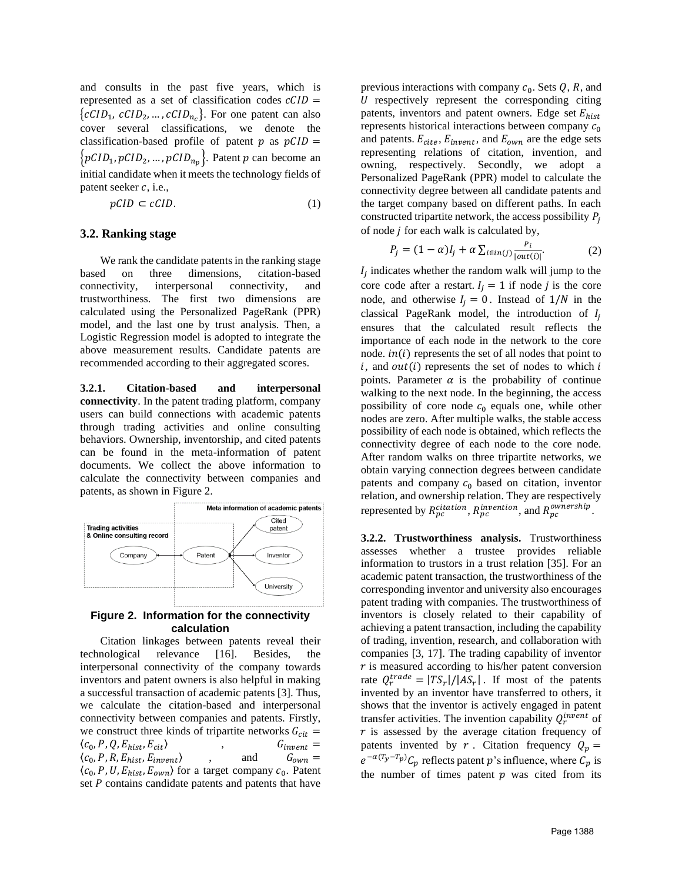and consults in the past five years, which is represented as a set of classification codes $cCID = \{cCID_1, cCID_2, \dots, cCID_{n_c}\}$. For one patent can also cover several classifications, we denote the classification-based profile of patent $p$ as $pCID = \{pCID_1, pCID_2, \dots, pCID_{n_p}\}$. Patent $p$ can become an initial candidate when it meets the technology fields of patent seeker $c$, i.e.,

$$pCID \subset cCID. \tag{1}$$

### 3.2. Ranking stage

We rank the candidate patents in the ranking stage based on three dimensions, citation-based connectivity, interpersonal connectivity, and trustworthiness. The first two dimensions are calculated using the Personalized PageRank (PPR) model, and the last one by trust analysis. Then, a Logistic Regression model is adopted to integrate the above measurement results. Candidate patents are recommended according to their aggregated scores.

**3.2.1. Citation-based and interpersonal connectivity**. In the patent trading platform, company users can build connections with academic patents through trading activities and online consulting behaviors. Ownership, inventorship, and cited patents can be found in the meta-information of patent documents. We collect the above information to calculate the connectivity between companies and patents, as shown in Figure 2.

**Figure 2. Information for the connectivity calculation**

Citation linkages between patents reveal their technological relevance [16]. Besides, the interpersonal connectivity of the company towards inventors and patent owners is also helpful in making a successful transaction of academic patents [3]. Thus, we calculate the citation-based and interpersonal connectivity between companies and patents. Firstly, we construct three kinds of tripartite networks $G_{cit} = \langle c_0, P, Q, E_{hist}, E_{cit} \rangle$, $G_{invent} = \langle c_0, P, R, E_{hist}, E_{invent} \rangle$, and $G_{own} = \langle c_0, P, U, E_{hist}, E_{own} \rangle$ for a target company $c_0$. Patent set $P$ contains candidate patents and patents that have previous interactions with company $c_0$. Sets $Q$, $R$, and $U$ respectively represent the corresponding citing patents, inventors and patent owners. Edge set $E_{hist}$ represents historical interactions between company $c_0$ and patents. $E_{cite}$, $E_{invent}$, and $E_{own}$ are the edge sets representing relations of citation, invention, and owning, respectively. Secondly, we adopt a Personalized PageRank (PPR) model to calculate the connectivity degree between all candidate patents and the target company based on different paths. In each constructed tripartite network, the access possibility $P_j$ of node $j$ for each walk is calculated by,

$$P_j = (1-\alpha)I_j + \alpha \sum_{i \in in(j)} \frac{P_i}{|out(i)|}. \tag{2}$$

$I_j$ indicates whether the random walk will jump to the core code after a restart. $I_j = 1$ if node $j$ is the core node, and otherwise $I_j = 0$. Instead of $1/N$ in the classical PageRank model, the introduction of $I_j$ ensures that the calculated result reflects the importance of each node in the network to the core node. $in(i)$ represents the set of all nodes that point to $i$, and $out(i)$ represents the set of nodes to which $i$ points. Parameter $\alpha$ is the probability of continue walking to the next node. In the beginning, the access possibility of core node $c_0$ equals one, while other nodes are zero. After multiple walks, the stable access possibility of each node is obtained, which reflects the connectivity degree of each node to the core node. After random walks on three tripartite networks, we obtain varying connection degrees between candidate patents and company $c_0$ based on citation, inventor relation, and ownership relation. They are respectively represented by $R_{pc}^{citation}$, $R_{pc}^{invention}$, and $R_{pc}^{ownership}$.

**3.2.2. Trustworthiness analysis.** Trustworthiness assesses whether a trustee provides reliable information to trustors in a trust relation [35]. For an academic patent transaction, the trustworthiness of the corresponding inventor and university also encourages patent trading with companies. The trustworthiness of inventors is closely related to their capability of achieving a patent transaction, including the capability of trading, invention, research, and collaboration with companies [3, 17]. The trading capability of inventor $r$ is measured according to his/her patent conversion rate $Q_r^{trade} = |TS_r|/|AS_r|$. If most of the patents invented by an inventor have transferred to others, it shows that the inventor is actively engaged in patent transfer activities. The invention capability $Q_r^{invent}$ of $r$ is assessed by the average citation frequency of patents invented by $r$. Citation frequency $Q_p = e^{-\alpha(T_y - T_p)} C_p$ reflects patent $p$'s influence, where $C_p$ is the number of times patent $p$ was cited from its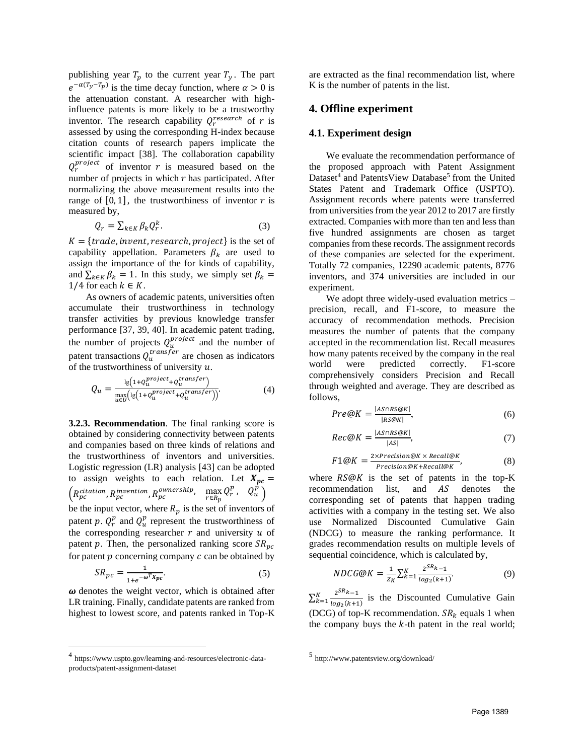publishing year $T_p$ to the current year $T_y$. The part $e^{-\alpha(T_y-T_p)}$ is the time decay function, where $\alpha > 0$ is the attenuation constant. A researcher with high-influence patents is more likely to be a trustworthy inventor. The research capability $Q_r^{research}$ of $r$ is assessed by using the corresponding H-index because citation counts of research papers implicate the scientific impact [38]. The collaboration capability $Q_r^{project}$ of inventor $r$ is measured based on the number of projects in which $r$ has participated. After normalizing the above measurement results into the range of $[0, 1]$, the trustworthiness of inventor $r$ is measured by,

$$Q_r = \sum_{k \in K} \beta_k Q_r^k. \quad (3)$$

$K = \{trade, invent, research, project\}$ is the set of capability appellation. Parameters $\beta_k$ are used to assign the importance of the for kinds of capability, and $\sum_{k \in K} \beta_k = 1$. In this study, we simply set $\beta_k = 1/4$ for each $k \in K$.

As owners of academic patents, universities often accumulate their trustworthiness in technology transfer activities by previous knowledge transfer performance [37, 39, 40]. In academic patent trading, the number of projects $Q_u^{project}$ and the number of patent transactions $Q_u^{transfer}$ are chosen as indicators of the trustworthiness of university $u$.

$$Q_u = \frac{\lg\left(1+Q_u^{project}+Q_u^{transfer}\right)}{\max_{u \in U}\left(\lg\left(1+Q_u^{project}+Q_u^{transfer}\right)\right)}. \quad (4)$$

**3.2.3. Recommendation**. The final ranking score is obtained by considering connectivity between patents and companies based on three kinds of relations and the trustworthiness of inventors and universities. Logistic regression (LR) analysis [43] can be adopted to assign weights to each relation. Let $\boldsymbol{X_{pc}} = \left(R_{pc}^{citation}, R_{pc}^{invention}, R_{pc}^{ownership}, \max_{r \in R_p} Q_r^p, Q_u^p\right)$ be the input vector, where $R_p$ is the set of inventors of patent $p$. $Q_r^p$ and $Q_u^p$ represent the trustworthiness of the corresponding researcher $r$ and university $u$ of patent $p$. Then, the personalized ranking score $SR_{pc}$ for patent $p$ concerning company $c$ can be obtained by

$$SR_{pc} = \frac{1}{1+e^{-\boldsymbol{\omega}^T \boldsymbol{X_{pc}}}}. \quad (5)$$

$\boldsymbol{\omega}$ denotes the weight vector, which is obtained after LR training. Finally, candidate patents are ranked from highest to lowest score, and patents ranked in Top-K are extracted as the final recommendation list, where K is the number of patents in the list.

## 4. Offline experiment

### 4.1. Experiment design

We evaluate the recommendation performance of the proposed approach with Patent Assignment Dataset[4] and PatentsView Database[5] from the United States Patent and Trademark Office (USPTO). Assignment records where patents were transferred from universities from the year 2012 to 2017 are firstly extracted. Companies with more than ten and less than five hundred assignments are chosen as target companies from these records. The assignment records of these companies are selected for the experiment. Totally 72 companies, 12290 academic patents, 8776 inventors, and 374 universities are included in our experiment.

We adopt three widely-used evaluation metrics – precision, recall, and F1-score, to measure the accuracy of recommendation methods. Precision measures the number of patents that the company accepted in the recommendation list. Recall measures how many patents received by the company in the real world were predicted correctly. F1-score comprehensively considers Precision and Recall through weighted and average. They are described as follows,

$$Pre@K = \frac{|AS \cap RS@K|}{|RS@K|}, \quad (6)$$

$$Rec@K = \frac{|AS \cap RS@K|}{|AS|}, \quad (7)$$

$$F1@K = \frac{2 \times Precision@K \times Recall@K}{Precision@K + Recall@K}, \quad (8)$$

where $RS@K$ is the set of patents in the top-K recommendation list, and $AS$ denotes the corresponding set of patents that happen trading activities with a company in the testing set. We also use Normalized Discounted Cumulative Gain (NDCG) to measure the ranking performance. It grades recommendation results on multiple levels of sequential coincidence, which is calculated by,

$$NDCG@K = \frac{1}{Z_K} \sum_{k=1}^{K} \frac{2^{SR_k}-1}{log_2(k+1)}. \quad (9)$$

$\sum_{k=1}^{K} \frac{2^{SR_k}-1}{log_2(k+1)}$ is the Discounted Cumulative Gain (DCG) of top-K recommendation. $SR_k$ equals 1 when the company buys the $k$-th patent in the real world;

[4] https://www.uspto.gov/learning-and-resources/electronic-data-products/patent-assignment-dataset

[5] http://www.patentsview.org/download/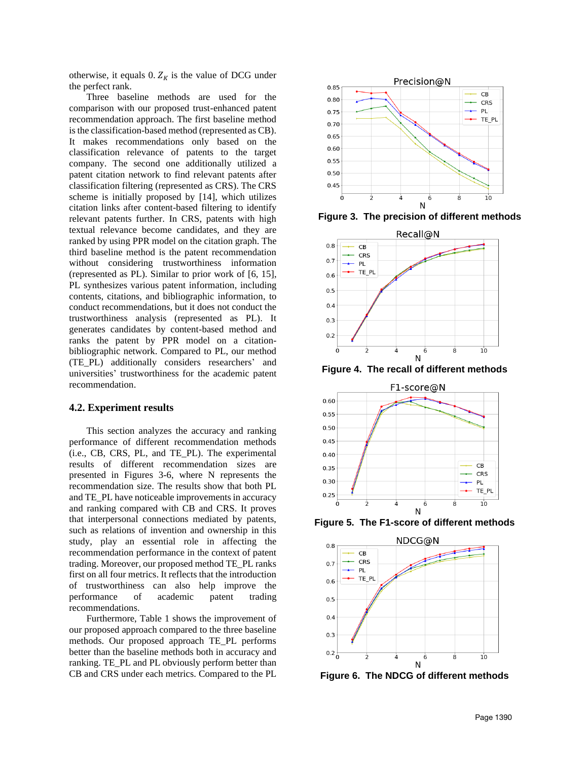otherwise, it equals 0. $Z_K$ is the value of DCG under the perfect rank.

Three baseline methods are used for the comparison with our proposed trust-enhanced patent recommendation approach. The first baseline method is the classification-based method (represented as CB). It makes recommendations only based on the classification relevance of patents to the target company. The second one additionally utilized a patent citation network to find relevant patents after classification filtering (represented as CRS). The CRS scheme is initially proposed by [14], which utilizes citation links after content-based filtering to identify relevant patents further. In CRS, patents with high textual relevance become candidates, and they are ranked by using PPR model on the citation graph. The third baseline method is the patent recommendation without considering trustworthiness information (represented as PL). Similar to prior work of [6, 15], PL synthesizes various patent information, including contents, citations, and bibliographic information, to conduct recommendations, but it does not conduct the trustworthiness analysis (represented as PL). It generates candidates by content-based method and ranks the patent by PPR model on a citation-bibliographic network. Compared to PL, our method (TE_PL) additionally considers researchers' and universities' trustworthiness for the academic patent recommendation.

## 4.2. Experiment results

This section analyzes the accuracy and ranking performance of different recommendation methods (i.e., CB, CRS, PL, and TE_PL). The experimental results of different recommendation sizes are presented in Figures 3-6, where N represents the recommendation size. The results show that both PL and TE_PL have noticeable improvements in accuracy and ranking compared with CB and CRS. It proves that interpersonal connections mediated by patents, such as relations of invention and ownership in this study, play an essential role in affecting the recommendation performance in the context of patent trading. Moreover, our proposed method TE_PL ranks first on all four metrics. It reflects that the introduction of trustworthiness can also help improve the performance of academic patent trading recommendations.

Furthermore, Table 1 shows the improvement of our proposed approach compared to the three baseline methods. Our proposed approach TE_PL performs better than the baseline methods both in accuracy and ranking. TE_PL and PL obviously perform better than CB and CRS under each metrics. Compared to the PL

**Figure 3. The precision of different methods**

**Figure 4. The recall of different methods**

**Figure 5. The F1-score of different methods**

**Figure 6. The NDCG of different methods**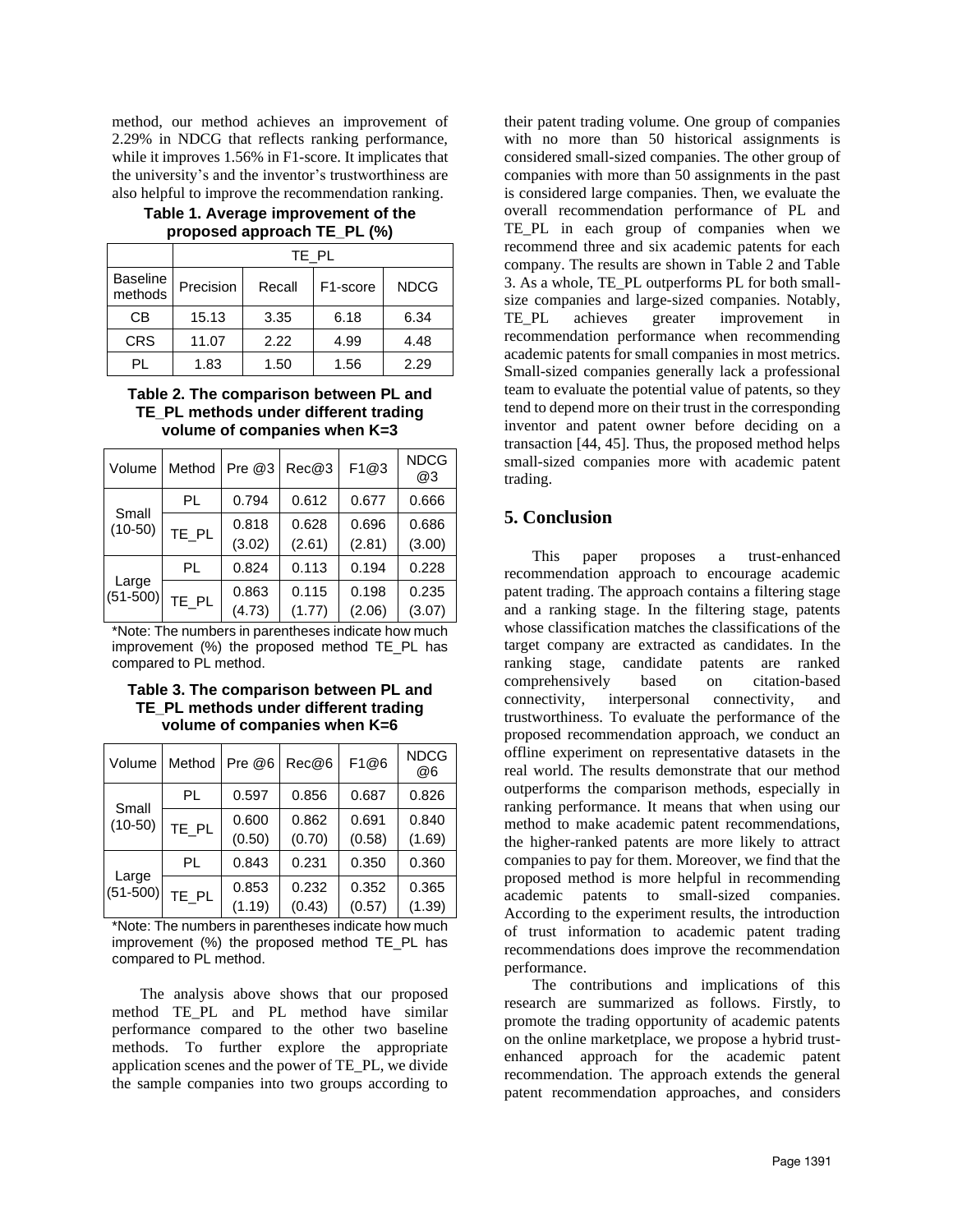method, our method achieves an improvement of 2.29% in NDCG that reflects ranking performance, while it improves 1.56% in F1-score. It implicates that the university's and the inventor's trustworthiness are also helpful to improve the recommendation ranking.

**Table 1. Average improvement of the proposed approach TE_PL (%)**

| | TE_PL | | | |
|---|---|---|---|---|
| Baseline methods | Precision | Recall | F1-score | NDCG |
| CB | 15.13 | 3.35 | 6.18 | 6.34 |
| CRS | 11.07 | 2.22 | 4.99 | 4.48 |
| PL | 1.83 | 1.50 | 1.56 | 2.29 |

**Table 2. The comparison between PL and TE_PL methods under different trading volume of companies when K=3**

| Volume | Method | Pre @3 | Rec@3 | F1@3 | NDCG @3 |
|---|---|---|---|---|---|
| Small (10-50) | PL | 0.794 | 0.612 | 0.677 | 0.666 |
| | TE_PL | 0.818 (3.02) | 0.628 (2.61) | 0.696 (2.81) | 0.686 (3.00) |
| Large (51-500) | PL | 0.824 | 0.113 | 0.194 | 0.228 |
| | TE_PL | 0.863 (4.73) | 0.115 (1.77) | 0.198 (2.06) | 0.235 (3.07) |

*Note: The numbers in parentheses indicate how much improvement (%) the proposed method TE_PL has compared to PL method.

**Table 3. The comparison between PL and TE_PL methods under different trading volume of companies when K=6**

| Volume | Method | Pre @6 | Rec@6 | F1@6 | NDCG @6 |
|---|---|---|---|---|---|
| Small (10-50) | PL | 0.597 | 0.856 | 0.687 | 0.826 |
| | TE_PL | 0.600 (0.50) | 0.862 (0.70) | 0.691 (0.58) | 0.840 (1.69) |
| Large (51-500) | PL | 0.843 | 0.231 | 0.350 | 0.360 |
| | TE_PL | 0.853 (1.19) | 0.232 (0.43) | 0.352 (0.57) | 0.365 (1.39) |

*Note: The numbers in parentheses indicate how much improvement (%) the proposed method TE_PL has compared to PL method.

The analysis above shows that our proposed method TE_PL and PL method have similar performance compared to the other two baseline methods. To further explore the appropriate application scenes and the power of TE_PL, we divide the sample companies into two groups according to their patent trading volume. One group of companies with no more than 50 historical assignments is considered small-sized companies. The other group of companies with more than 50 assignments in the past is considered large companies. Then, we evaluate the overall recommendation performance of PL and TE_PL in each group of companies when we recommend three and six academic patents for each company. The results are shown in Table 2 and Table 3. As a whole, TE_PL outperforms PL for both small-size companies and large-sized companies. Notably, TE_PL achieves greater improvement in recommendation performance when recommending academic patents for small companies in most metrics. Small-sized companies generally lack a professional team to evaluate the potential value of patents, so they tend to depend more on their trust in the corresponding inventor and patent owner before deciding on a transaction [44, 45]. Thus, the proposed method helps small-sized companies more with academic patent trading.

## 5. Conclusion

This paper proposes a trust-enhanced recommendation approach to encourage academic patent trading. The approach contains a filtering stage and a ranking stage. In the filtering stage, patents whose classification matches the classifications of the target company are extracted as candidates. In the ranking stage, candidate patents are ranked comprehensively based on citation-based connectivity, interpersonal connectivity, and trustworthiness. To evaluate the performance of the proposed recommendation approach, we conduct an offline experiment on representative datasets in the real world. The results demonstrate that our method outperforms the comparison methods, especially in ranking performance. It means that when using our method to make academic patent recommendations, the higher-ranked patents are more likely to attract companies to pay for them. Moreover, we find that the proposed method is more helpful in recommending academic patents to small-sized companies. According to the experiment results, the introduction of trust information to academic patent trading recommendations does improve the recommendation performance.

The contributions and implications of this research are summarized as follows. Firstly, to promote the trading opportunity of academic patents on the online marketplace, we propose a hybrid trust-enhanced approach for the academic patent recommendation. The approach extends the general patent recommendation approaches, and considers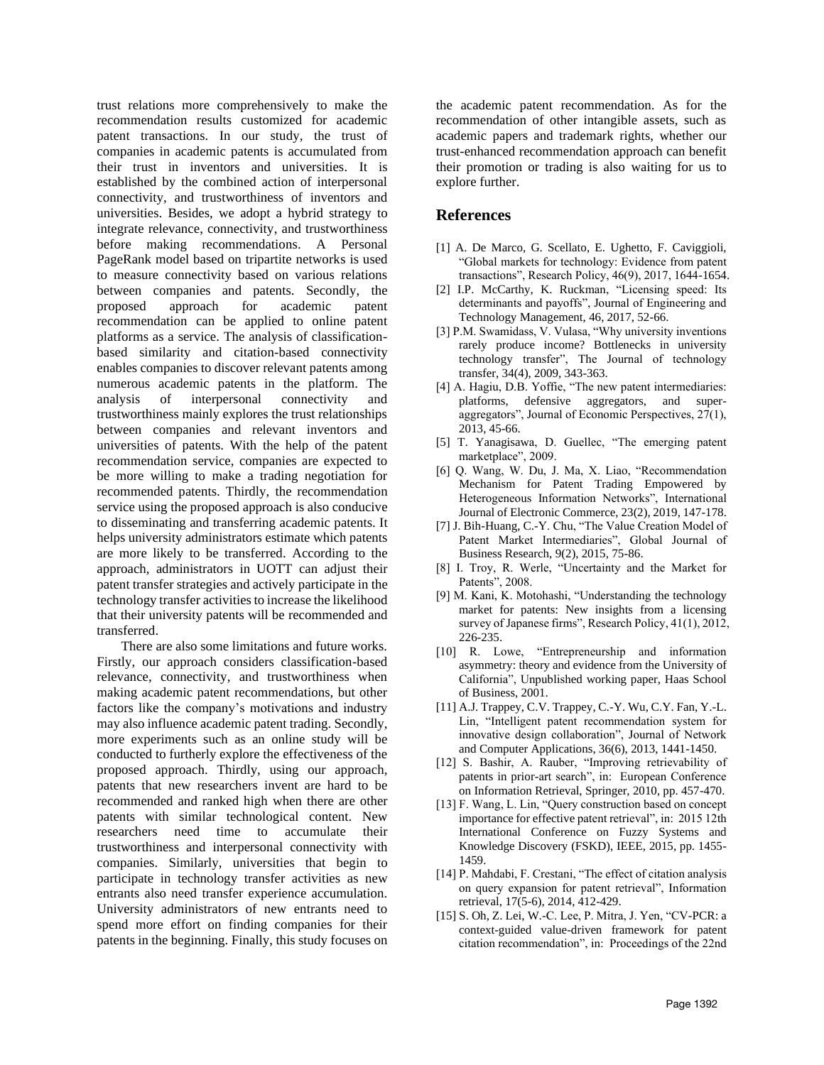trust relations more comprehensively to make the recommendation results customized for academic patent transactions. In our study, the trust of companies in academic patents is accumulated from their trust in inventors and universities. It is established by the combined action of interpersonal connectivity, and trustworthiness of inventors and universities. Besides, we adopt a hybrid strategy to integrate relevance, connectivity, and trustworthiness before making recommendations. A Personal PageRank model based on tripartite networks is used to measure connectivity based on various relations between companies and patents. Secondly, the proposed approach for academic patent recommendation can be applied to online patent platforms as a service. The analysis of classification-based similarity and citation-based connectivity enables companies to discover relevant patents among numerous academic patents in the platform. The analysis of interpersonal connectivity and trustworthiness mainly explores the trust relationships between companies and relevant inventors and universities of patents. With the help of the patent recommendation service, companies are expected to be more willing to make a trading negotiation for recommended patents. Thirdly, the recommendation service using the proposed approach is also conducive to disseminating and transferring academic patents. It helps university administrators estimate which patents are more likely to be transferred. According to the approach, administrators in UOTT can adjust their patent transfer strategies and actively participate in the technology transfer activities to increase the likelihood that their university patents will be recommended and transferred.

There are also some limitations and future works. Firstly, our approach considers classification-based relevance, connectivity, and trustworthiness when making academic patent recommendations, but other factors like the company's motivations and industry may also influence academic patent trading. Secondly, more experiments such as an online study will be conducted to furtherly explore the effectiveness of the proposed approach. Thirdly, using our approach, patents that new researchers invent are hard to be recommended and ranked high when there are other patents with similar technological content. New researchers need time to accumulate their trustworthiness and interpersonal connectivity with companies. Similarly, universities that begin to participate in technology transfer activities as new entrants also need transfer experience accumulation. University administrators of new entrants need to spend more effort on finding companies for their patents in the beginning. Finally, this study focuses on the academic patent recommendation. As for the recommendation of other intangible assets, such as academic papers and trademark rights, whether our trust-enhanced recommendation approach can benefit their promotion or trading is also waiting for us to explore further.

## References

[1] A. De Marco, G. Scellato, E. Ughetto, F. Caviggioli, "Global markets for technology: Evidence from patent transactions", Research Policy, 46(9), 2017, 1644-1654.

[2] I.P. McCarthy, K. Ruckman, "Licensing speed: Its determinants and payoffs", Journal of Engineering and Technology Management, 46, 2017, 52-66.

[3] P.M. Swamidass, V. Vulasa, "Why university inventions rarely produce income? Bottlenecks in university technology transfer", The Journal of technology transfer, 34(4), 2009, 343-363.

[4] A. Hagiu, D.B. Yoffie, "The new patent intermediaries: platforms, defensive aggregators, and super-aggregators", Journal of Economic Perspectives, 27(1), 2013, 45-66.

[5] T. Yanagisawa, D. Guellec, "The emerging patent marketplace", 2009.

[6] Q. Wang, W. Du, J. Ma, X. Liao, "Recommendation Mechanism for Patent Trading Empowered by Heterogeneous Information Networks", International Journal of Electronic Commerce, 23(2), 2019, 147-178.

[7] J. Bih-Huang, C.-Y. Chu, "The Value Creation Model of Patent Market Intermediaries", Global Journal of Business Research, 9(2), 2015, 75-86.

[8] I. Troy, R. Werle, "Uncertainty and the Market for Patents", 2008.

[9] M. Kani, K. Motohashi, "Understanding the technology market for patents: New insights from a licensing survey of Japanese firms", Research Policy, 41(1), 2012, 226-235.

[10] R. Lowe, "Entrepreneurship and information asymmetry: theory and evidence from the University of California", Unpublished working paper, Haas School of Business, 2001.

[11] A.J. Trappey, C.V. Trappey, C.-Y. Wu, C.Y. Fan, Y.-L. Lin, "Intelligent patent recommendation system for innovative design collaboration", Journal of Network and Computer Applications, 36(6), 2013, 1441-1450.

[12] S. Bashir, A. Rauber, "Improving retrievability of patents in prior-art search", in: European Conference on Information Retrieval, Springer, 2010, pp. 457-470.

[13] F. Wang, L. Lin, "Query construction based on concept importance for effective patent retrieval", in: 2015 12th International Conference on Fuzzy Systems and Knowledge Discovery (FSKD), IEEE, 2015, pp. 1455-1459.

[14] P. Mahdabi, F. Crestani, "The effect of citation analysis on query expansion for patent retrieval", Information retrieval, 17(5-6), 2014, 412-429.

[15] S. Oh, Z. Lei, W.-C. Lee, P. Mitra, J. Yen, "CV-PCR: a context-guided value-driven framework for patent citation recommendation", in: Proceedings of the 22nd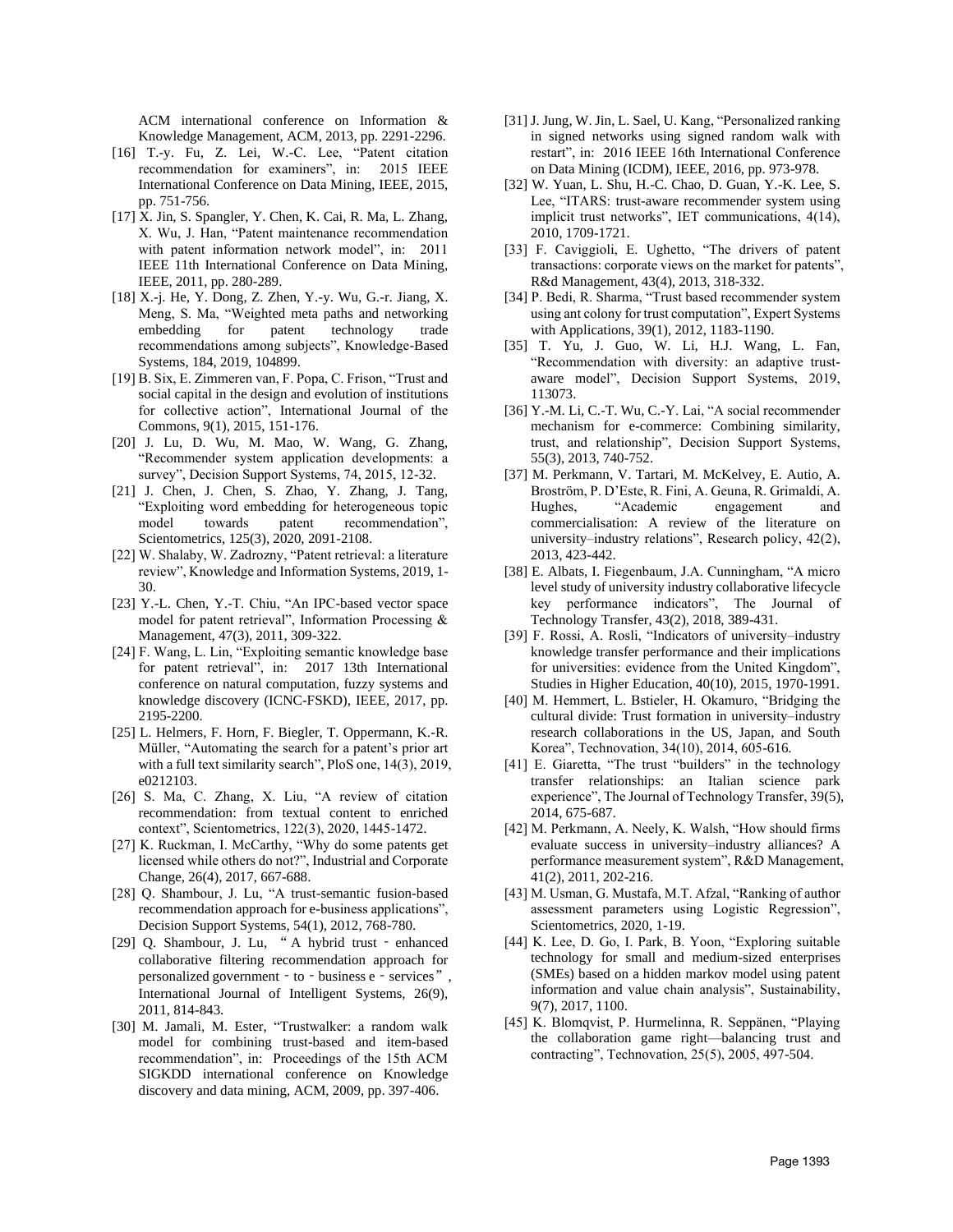ACM international conference on Information & Knowledge Management, ACM, 2013, pp. 2291-2296.

[16] T.-y. Fu, Z. Lei, W.-C. Lee, "Patent citation recommendation for examiners", in: 2015 IEEE International Conference on Data Mining, IEEE, 2015, pp. 751-756.

[17] X. Jin, S. Spangler, Y. Chen, K. Cai, R. Ma, L. Zhang, X. Wu, J. Han, "Patent maintenance recommendation with patent information network model", in: 2011 IEEE 11th International Conference on Data Mining, IEEE, 2011, pp. 280-289.

[18] X.-j. He, Y. Dong, Z. Zhen, Y.-y. Wu, G.-r. Jiang, X. Meng, S. Ma, "Weighted meta paths and networking embedding for patent technology trade recommendations among subjects", Knowledge-Based Systems, 184, 2019, 104899.

[19] B. Six, E. Zimmeren van, F. Popa, C. Frison, "Trust and social capital in the design and evolution of institutions for collective action", International Journal of the Commons, 9(1), 2015, 151-176.

[20] J. Lu, D. Wu, M. Mao, W. Wang, G. Zhang, "Recommender system application developments: a survey", Decision Support Systems, 74, 2015, 12-32.

[21] J. Chen, J. Chen, S. Zhao, Y. Zhang, J. Tang, "Exploiting word embedding for heterogeneous topic model towards patent recommendation", Scientometrics, 125(3), 2020, 2091-2108.

[22] W. Shalaby, W. Zadrozny, "Patent retrieval: a literature review", Knowledge and Information Systems, 2019, 1-30.

[23] Y.-L. Chen, Y.-T. Chiu, "An IPC-based vector space model for patent retrieval", Information Processing & Management, 47(3), 2011, 309-322.

[24] F. Wang, L. Lin, "Exploiting semantic knowledge base for patent retrieval", in: 2017 13th International conference on natural computation, fuzzy systems and knowledge discovery (ICNC-FSKD), IEEE, 2017, pp. 2195-2200.

[25] L. Helmers, F. Horn, F. Biegler, T. Oppermann, K.-R. Müller, "Automating the search for a patent's prior art with a full text similarity search", PloS one, 14(3), 2019, e0212103.

[26] S. Ma, C. Zhang, X. Liu, "A review of citation recommendation: from textual content to enriched context", Scientometrics, 122(3), 2020, 1445-1472.

[27] K. Ruckman, I. McCarthy, "Why do some patents get licensed while others do not?", Industrial and Corporate Change, 26(4), 2017, 667-688.

[28] Q. Shambour, J. Lu, "A trust-semantic fusion-based recommendation approach for e-business applications", Decision Support Systems, 54(1), 2012, 768-780.

[29] Q. Shambour, J. Lu, "A hybrid trust‐enhanced collaborative filtering recommendation approach for personalized government‐to‐business e‐services", International Journal of Intelligent Systems, 26(9), 2011, 814-843.

[30] M. Jamali, M. Ester, "Trustwalker: a random walk model for combining trust-based and item-based recommendation", in: Proceedings of the 15th ACM SIGKDD international conference on Knowledge discovery and data mining, ACM, 2009, pp. 397-406.

[31] J. Jung, W. Jin, L. Sael, U. Kang, "Personalized ranking in signed networks using signed random walk with restart", in: 2016 IEEE 16th International Conference on Data Mining (ICDM), IEEE, 2016, pp. 973-978.

[32] W. Yuan, L. Shu, H.-C. Chao, D. Guan, Y.-K. Lee, S. Lee, "ITARS: trust-aware recommender system using implicit trust networks", IET communications, 4(14), 2010, 1709-1721.

[33] F. Caviggioli, E. Ughetto, "The drivers of patent transactions: corporate views on the market for patents", R&d Management, 43(4), 2013, 318-332.

[34] P. Bedi, R. Sharma, "Trust based recommender system using ant colony for trust computation", Expert Systems with Applications, 39(1), 2012, 1183-1190.

[35] T. Yu, J. Guo, W. Li, H.J. Wang, L. Fan, "Recommendation with diversity: an adaptive trust-aware model", Decision Support Systems, 2019, 113073.

[36] Y.-M. Li, C.-T. Wu, C.-Y. Lai, "A social recommender mechanism for e-commerce: Combining similarity, trust, and relationship", Decision Support Systems, 55(3), 2013, 740-752.

[37] M. Perkmann, V. Tartari, M. McKelvey, E. Autio, A. Broström, P. D'Este, R. Fini, A. Geuna, R. Grimaldi, A. Hughes, "Academic engagement and commercialisation: A review of the literature on university–industry relations", Research policy, 42(2), 2013, 423-442.

[38] E. Albats, I. Fiegenbaum, J.A. Cunningham, "A micro level study of university industry collaborative lifecycle key performance indicators", The Journal of Technology Transfer, 43(2), 2018, 389-431.

[39] F. Rossi, A. Rosli, "Indicators of university–industry knowledge transfer performance and their implications for universities: evidence from the United Kingdom", Studies in Higher Education, 40(10), 2015, 1970-1991.

[40] M. Hemmert, L. Bstieler, H. Okamuro, "Bridging the cultural divide: Trust formation in university–industry research collaborations in the US, Japan, and South Korea", Technovation, 34(10), 2014, 605-616.

[41] E. Giaretta, "The trust "builders" in the technology transfer relationships: an Italian science park experience", The Journal of Technology Transfer, 39(5), 2014, 675-687.

[42] M. Perkmann, A. Neely, K. Walsh, "How should firms evaluate success in university–industry alliances? A performance measurement system", R&D Management, 41(2), 2011, 202-216.

[43] M. Usman, G. Mustafa, M.T. Afzal, "Ranking of author assessment parameters using Logistic Regression", Scientometrics, 2020, 1-19.

[44] K. Lee, D. Go, I. Park, B. Yoon, "Exploring suitable technology for small and medium-sized enterprises (SMEs) based on a hidden markov model using patent information and value chain analysis", Sustainability, 9(7), 2017, 1100.

[45] K. Blomqvist, P. Hurmelinna, R. Seppänen, "Playing the collaboration game right—balancing trust and contracting", Technovation, 25(5), 2005, 497-504.